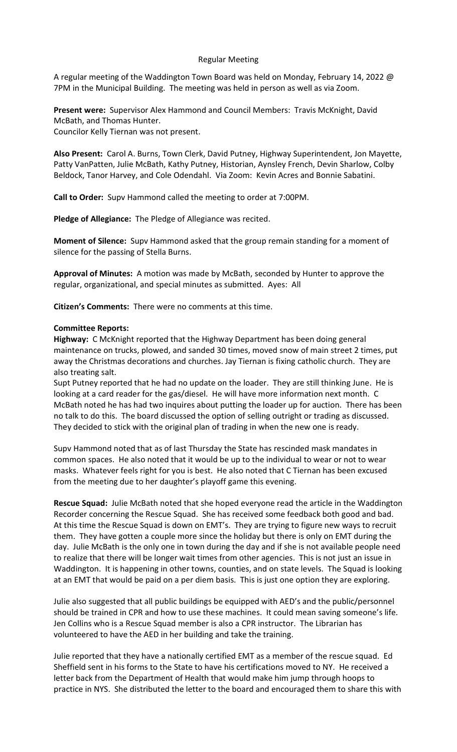Regular Meeting

A regular meeting of the Waddington Town Board was held on Monday, February 14, 2022 @ 7PM in the Municipal Building. The meeting was held in person as well as via Zoom.

**Present were:** Supervisor Alex Hammond and Council Members: Travis McKnight, David McBath, and Thomas Hunter.
Councilor Kelly Tiernan was not present.

**Also Present:** Carol A. Burns, Town Clerk, David Putney, Highway Superintendent, Jon Mayette, Patty VanPatten, Julie McBath, Kathy Putney, Historian, Aynsley French, Devin Sharlow, Colby Beldock, Tanor Harvey, and Cole Odendahl. Via Zoom: Kevin Acres and Bonnie Sabatini.

**Call to Order:** Supv Hammond called the meeting to order at 7:00PM.

**Pledge of Allegiance:** The Pledge of Allegiance was recited.

**Moment of Silence:** Supv Hammond asked that the group remain standing for a moment of silence for the passing of Stella Burns.

**Approval of Minutes:** A motion was made by McBath, seconded by Hunter to approve the regular, organizational, and special minutes as submitted. Ayes: All

**Citizen's Comments:** There were no comments at this time.

**Committee Reports:**

**Highway:** C McKnight reported that the Highway Department has been doing general maintenance on trucks, plowed, and sanded 30 times, moved snow of main street 2 times, put away the Christmas decorations and churches. Jay Tiernan is fixing catholic church. They are also treating salt.

Supt Putney reported that he had no update on the loader. They are still thinking June. He is looking at a card reader for the gas/diesel. He will have more information next month. C McBath noted he has had two inquires about putting the loader up for auction. There has been no talk to do this. The board discussed the option of selling outright or trading as discussed. They decided to stick with the original plan of trading in when the new one is ready.

Supv Hammond noted that as of last Thursday the State has rescinded mask mandates in common spaces. He also noted that it would be up to the individual to wear or not to wear masks. Whatever feels right for you is best. He also noted that C Tiernan has been excused from the meeting due to her daughter's playoff game this evening.

**Rescue Squad:** Julie McBath noted that she hoped everyone read the article in the Waddington Recorder concerning the Rescue Squad. She has received some feedback both good and bad. At this time the Rescue Squad is down on EMT's. They are trying to figure new ways to recruit them. They have gotten a couple more since the holiday but there is only on EMT during the day. Julie McBath is the only one in town during the day and if she is not available people need to realize that there will be longer wait times from other agencies. This is not just an issue in Waddington. It is happening in other towns, counties, and on state levels. The Squad is looking at an EMT that would be paid on a per diem basis. This is just one option they are exploring.

Julie also suggested that all public buildings be equipped with AED's and the public/personnel should be trained in CPR and how to use these machines. It could mean saving someone's life. Jen Collins who is a Rescue Squad member is also a CPR instructor. The Librarian has volunteered to have the AED in her building and take the training.

Julie reported that they have a nationally certified EMT as a member of the rescue squad. Ed Sheffield sent in his forms to the State to have his certifications moved to NY. He received a letter back from the Department of Health that would make him jump through hoops to practice in NYS. She distributed the letter to the board and encouraged them to share this with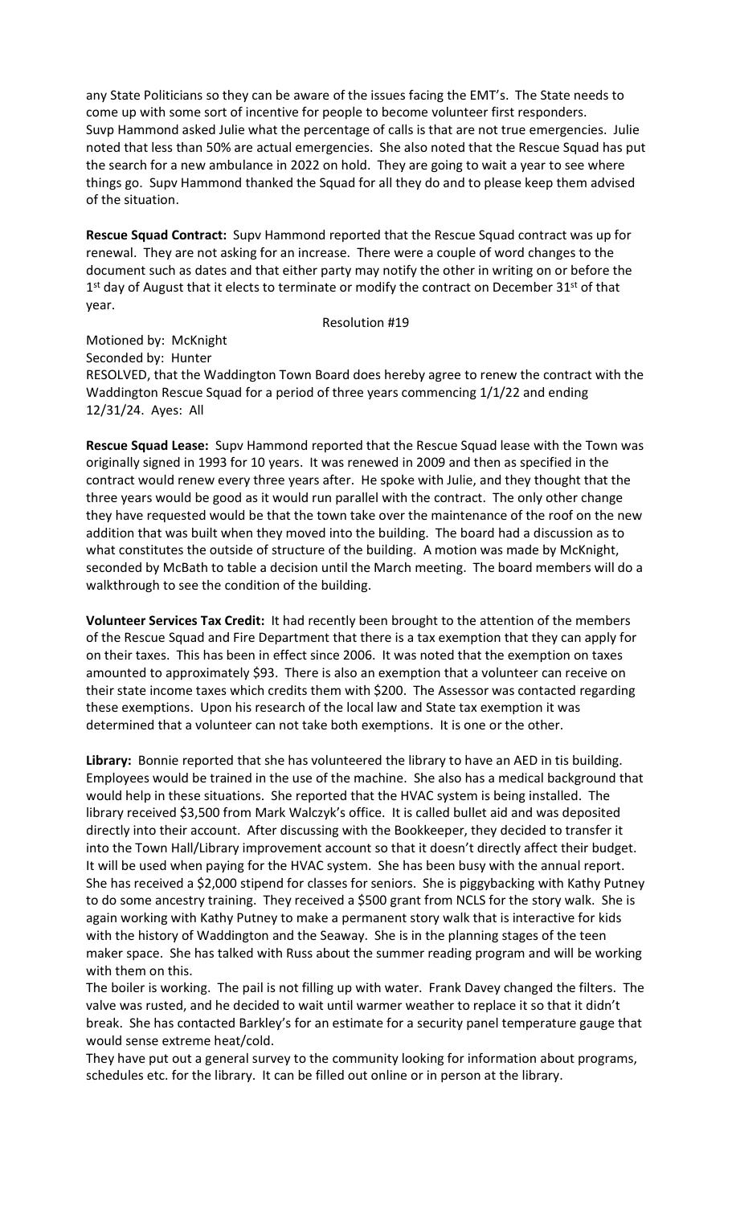any State Politicians so they can be aware of the issues facing the EMT's. The State needs to come up with some sort of incentive for people to become volunteer first responders. Suvp Hammond asked Julie what the percentage of calls is that are not true emergencies. Julie noted that less than 50% are actual emergencies. She also noted that the Rescue Squad has put the search for a new ambulance in 2022 on hold. They are going to wait a year to see where things go. Supv Hammond thanked the Squad for all they do and to please keep them advised of the situation.

**Rescue Squad Contract:** Supv Hammond reported that the Rescue Squad contract was up for renewal. They are not asking for an increase. There were a couple of word changes to the document such as dates and that either party may notify the other in writing on or before the 1st day of August that it elects to terminate or modify the contract on December 31st of that year.

Resolution #19

Motioned by: McKnight
Seconded by: Hunter
RESOLVED, that the Waddington Town Board does hereby agree to renew the contract with the Waddington Rescue Squad for a period of three years commencing 1/1/22 and ending 12/31/24. Ayes: All

**Rescue Squad Lease:** Supv Hammond reported that the Rescue Squad lease with the Town was originally signed in 1993 for 10 years. It was renewed in 2009 and then as specified in the contract would renew every three years after. He spoke with Julie, and they thought that the three years would be good as it would run parallel with the contract. The only other change they have requested would be that the town take over the maintenance of the roof on the new addition that was built when they moved into the building. The board had a discussion as to what constitutes the outside of structure of the building. A motion was made by McKnight, seconded by McBath to table a decision until the March meeting. The board members will do a walkthrough to see the condition of the building.

**Volunteer Services Tax Credit:** It had recently been brought to the attention of the members of the Rescue Squad and Fire Department that there is a tax exemption that they can apply for on their taxes. This has been in effect since 2006. It was noted that the exemption on taxes amounted to approximately $93. There is also an exemption that a volunteer can receive on their state income taxes which credits them with $200. The Assessor was contacted regarding these exemptions. Upon his research of the local law and State tax exemption it was determined that a volunteer can not take both exemptions. It is one or the other.

**Library:** Bonnie reported that she has volunteered the library to have an AED in tis building. Employees would be trained in the use of the machine. She also has a medical background that would help in these situations. She reported that the HVAC system is being installed. The library received $3,500 from Mark Walczyk's office. It is called bullet aid and was deposited directly into their account. After discussing with the Bookkeeper, they decided to transfer it into the Town Hall/Library improvement account so that it doesn't directly affect their budget. It will be used when paying for the HVAC system. She has been busy with the annual report. She has received a $2,000 stipend for classes for seniors. She is piggybacking with Kathy Putney to do some ancestry training. They received a $500 grant from NCLS for the story walk. She is again working with Kathy Putney to make a permanent story walk that is interactive for kids with the history of Waddington and the Seaway. She is in the planning stages of the teen maker space. She has talked with Russ about the summer reading program and will be working with them on this.

The boiler is working. The pail is not filling up with water. Frank Davey changed the filters. The valve was rusted, and he decided to wait until warmer weather to replace it so that it didn't break. She has contacted Barkley's for an estimate for a security panel temperature gauge that would sense extreme heat/cold.

They have put out a general survey to the community looking for information about programs, schedules etc. for the library. It can be filled out online or in person at the library.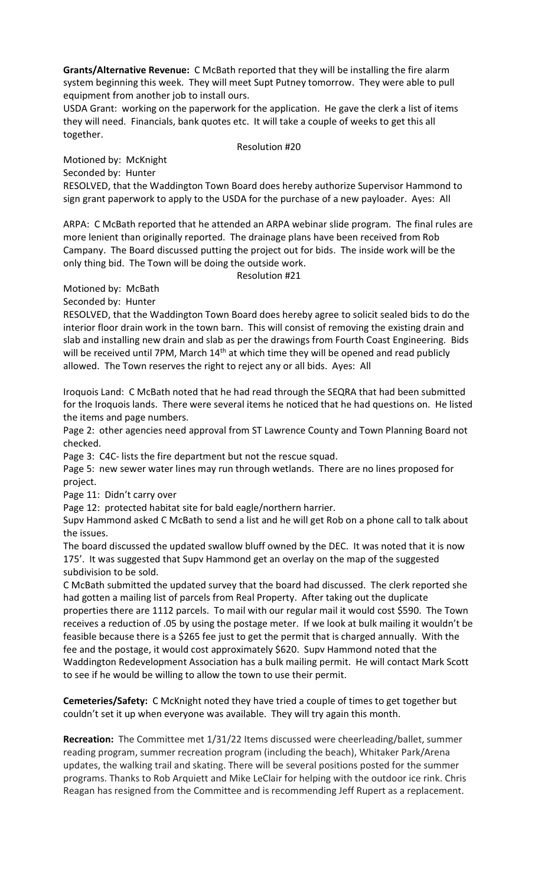**Grants/Alternative Revenue:** C McBath reported that they will be installing the fire alarm system beginning this week. They will meet Supt Putney tomorrow. They were able to pull equipment from another job to install ours.

USDA Grant: working on the paperwork for the application. He gave the clerk a list of items they will need. Financials, bank quotes etc. It will take a couple of weeks to get this all together.

Resolution #20

Motioned by: McKnight

Seconded by: Hunter

RESOLVED, that the Waddington Town Board does hereby authorize Supervisor Hammond to sign grant paperwork to apply to the USDA for the purchase of a new payloader. Ayes: All

ARPA: C McBath reported that he attended an ARPA webinar slide program. The final rules are more lenient than originally reported. The drainage plans have been received from Rob Campany. The Board discussed putting the project out for bids. The inside work will be the only thing bid. The Town will be doing the outside work.

Resolution #21

Motioned by: McBath

Seconded by: Hunter

RESOLVED, that the Waddington Town Board does hereby agree to solicit sealed bids to do the interior floor drain work in the town barn. This will consist of removing the existing drain and slab and installing new drain and slab as per the drawings from Fourth Coast Engineering. Bids will be received until 7PM, March 14th at which time they will be opened and read publicly allowed. The Town reserves the right to reject any or all bids. Ayes: All

Iroquois Land: C McBath noted that he had read through the SEQRA that had been submitted for the Iroquois lands. There were several items he noticed that he had questions on. He listed the items and page numbers.

Page 2: other agencies need approval from ST Lawrence County and Town Planning Board not checked.

Page 3: C4C- lists the fire department but not the rescue squad.

Page 5: new sewer water lines may run through wetlands. There are no lines proposed for project.

Page 11: Didn't carry over

Page 12: protected habitat site for bald eagle/northern harrier.

Supv Hammond asked C McBath to send a list and he will get Rob on a phone call to talk about the issues.

The board discussed the updated swallow bluff owned by the DEC. It was noted that it is now 175'. It was suggested that Supv Hammond get an overlay on the map of the suggested subdivision to be sold.

C McBath submitted the updated survey that the board had discussed. The clerk reported she had gotten a mailing list of parcels from Real Property. After taking out the duplicate properties there are 1112 parcels. To mail with our regular mail it would cost $590. The Town receives a reduction of .05 by using the postage meter. If we look at bulk mailing it wouldn't be feasible because there is a $265 fee just to get the permit that is charged annually. With the fee and the postage, it would cost approximately $620. Supv Hammond noted that the Waddington Redevelopment Association has a bulk mailing permit. He will contact Mark Scott to see if he would be willing to allow the town to use their permit.

**Cemeteries/Safety:** C McKnight noted they have tried a couple of times to get together but couldn't set it up when everyone was available. They will try again this month.

**Recreation:** The Committee met 1/31/22 Items discussed were cheerleading/ballet, summer reading program, summer recreation program (including the beach), Whitaker Park/Arena updates, the walking trail and skating. There will be several positions posted for the summer programs. Thanks to Rob Arquiett and Mike LeClair for helping with the outdoor ice rink. Chris Reagan has resigned from the Committee and is recommending Jeff Rupert as a replacement.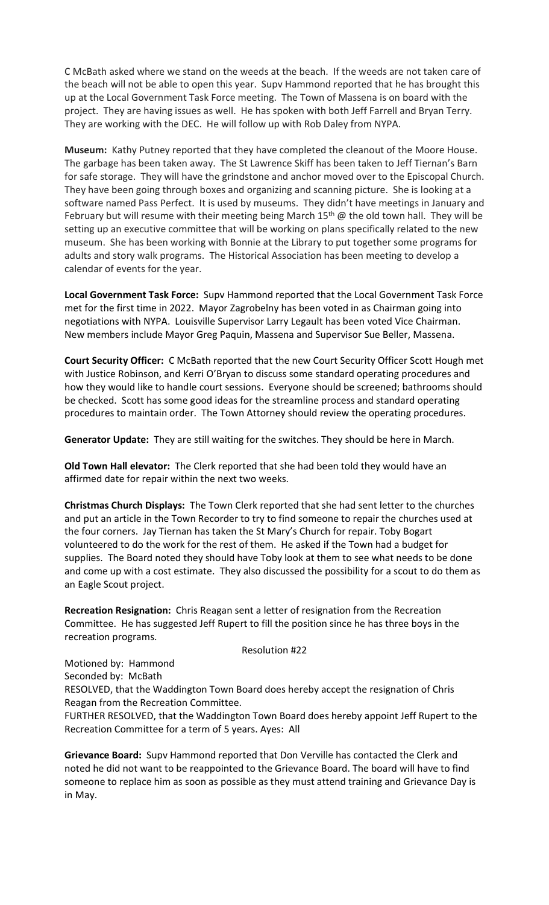C McBath asked where we stand on the weeds at the beach. If the weeds are not taken care of the beach will not be able to open this year. Supv Hammond reported that he has brought this up at the Local Government Task Force meeting. The Town of Massena is on board with the project. They are having issues as well. He has spoken with both Jeff Farrell and Bryan Terry. They are working with the DEC. He will follow up with Rob Daley from NYPA.

**Museum:** Kathy Putney reported that they have completed the cleanout of the Moore House. The garbage has been taken away. The St Lawrence Skiff has been taken to Jeff Tiernan's Barn for safe storage. They will have the grindstone and anchor moved over to the Episcopal Church. They have been going through boxes and organizing and scanning picture. She is looking at a software named Pass Perfect. It is used by museums. They didn't have meetings in January and February but will resume with their meeting being March 15th @ the old town hall. They will be setting up an executive committee that will be working on plans specifically related to the new museum. She has been working with Bonnie at the Library to put together some programs for adults and story walk programs. The Historical Association has been meeting to develop a calendar of events for the year.

**Local Government Task Force:** Supv Hammond reported that the Local Government Task Force met for the first time in 2022. Mayor Zagrobelny has been voted in as Chairman going into negotiations with NYPA. Louisville Supervisor Larry Legault has been voted Vice Chairman. New members include Mayor Greg Paquin, Massena and Supervisor Sue Beller, Massena.

**Court Security Officer:** C McBath reported that the new Court Security Officer Scott Hough met with Justice Robinson, and Kerri O'Bryan to discuss some standard operating procedures and how they would like to handle court sessions. Everyone should be screened; bathrooms should be checked. Scott has some good ideas for the streamline process and standard operating procedures to maintain order. The Town Attorney should review the operating procedures.

**Generator Update:** They are still waiting for the switches. They should be here in March.

**Old Town Hall elevator:** The Clerk reported that she had been told they would have an affirmed date for repair within the next two weeks.

**Christmas Church Displays:** The Town Clerk reported that she had sent letter to the churches and put an article in the Town Recorder to try to find someone to repair the churches used at the four corners. Jay Tiernan has taken the St Mary's Church for repair. Toby Bogart volunteered to do the work for the rest of them. He asked if the Town had a budget for supplies. The Board noted they should have Toby look at them to see what needs to be done and come up with a cost estimate. They also discussed the possibility for a scout to do them as an Eagle Scout project.

**Recreation Resignation:** Chris Reagan sent a letter of resignation from the Recreation Committee. He has suggested Jeff Rupert to fill the position since he has three boys in the recreation programs.

Resolution #22

Motioned by: Hammond
Seconded by: McBath
RESOLVED, that the Waddington Town Board does hereby accept the resignation of Chris Reagan from the Recreation Committee.
FURTHER RESOLVED, that the Waddington Town Board does hereby appoint Jeff Rupert to the Recreation Committee for a term of 5 years. Ayes: All

**Grievance Board:** Supv Hammond reported that Don Verville has contacted the Clerk and noted he did not want to be reappointed to the Grievance Board. The board will have to find someone to replace him as soon as possible as they must attend training and Grievance Day is in May.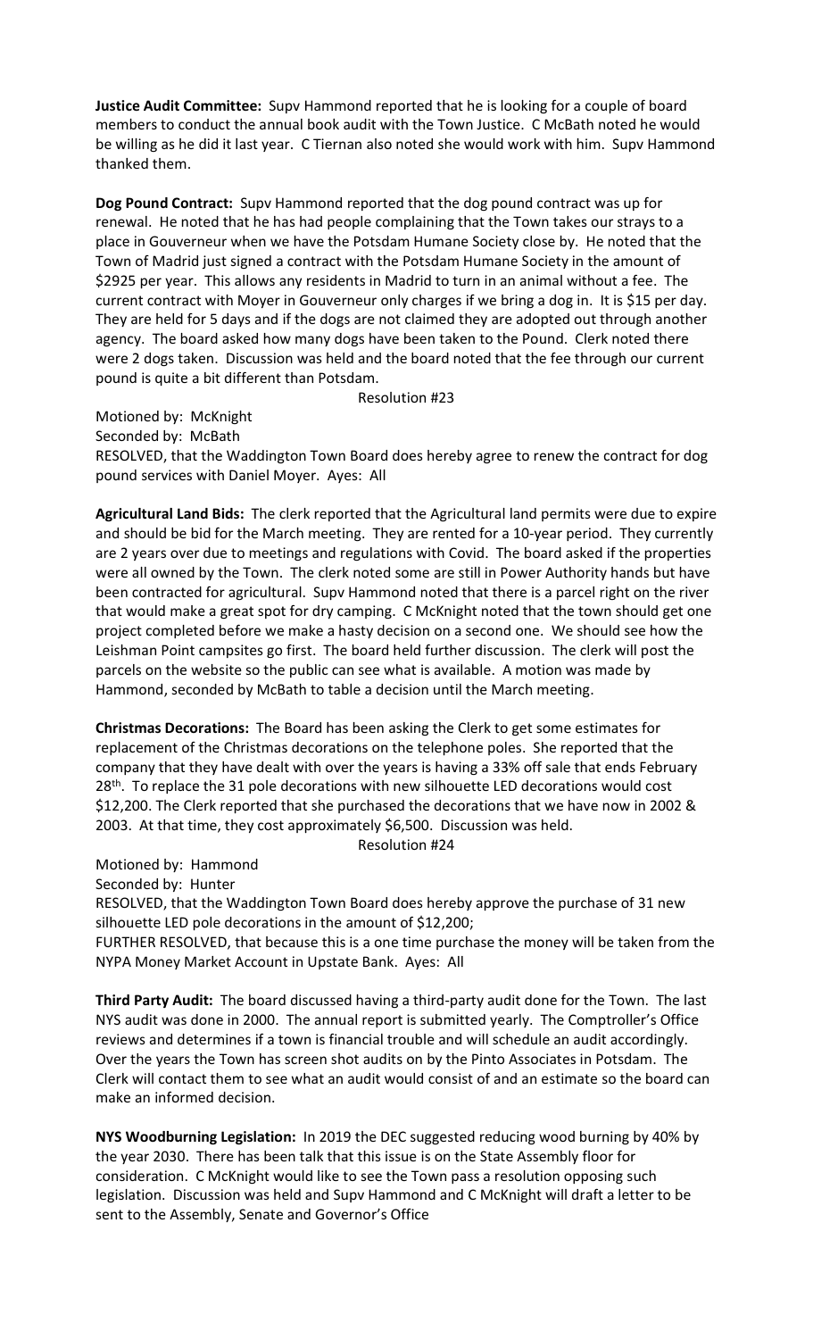**Justice Audit Committee:** Supv Hammond reported that he is looking for a couple of board members to conduct the annual book audit with the Town Justice. C McBath noted he would be willing as he did it last year. C Tiernan also noted she would work with him. Supv Hammond thanked them.

**Dog Pound Contract:** Supv Hammond reported that the dog pound contract was up for renewal. He noted that he has had people complaining that the Town takes our strays to a place in Gouverneur when we have the Potsdam Humane Society close by. He noted that the Town of Madrid just signed a contract with the Potsdam Humane Society in the amount of $2925 per year. This allows any residents in Madrid to turn in an animal without a fee. The current contract with Moyer in Gouverneur only charges if we bring a dog in. It is $15 per day. They are held for 5 days and if the dogs are not claimed they are adopted out through another agency. The board asked how many dogs have been taken to the Pound. Clerk noted there were 2 dogs taken. Discussion was held and the board noted that the fee through our current pound is quite a bit different than Potsdam.

Resolution #23

Motioned by: McKnight
Seconded by: McBath
RESOLVED, that the Waddington Town Board does hereby agree to renew the contract for dog pound services with Daniel Moyer. Ayes: All

**Agricultural Land Bids:** The clerk reported that the Agricultural land permits were due to expire and should be bid for the March meeting. They are rented for a 10-year period. They currently are 2 years over due to meetings and regulations with Covid. The board asked if the properties were all owned by the Town. The clerk noted some are still in Power Authority hands but have been contracted for agricultural. Supv Hammond noted that there is a parcel right on the river that would make a great spot for dry camping. C McKnight noted that the town should get one project completed before we make a hasty decision on a second one. We should see how the Leishman Point campsites go first. The board held further discussion. The clerk will post the parcels on the website so the public can see what is available. A motion was made by Hammond, seconded by McBath to table a decision until the March meeting.

**Christmas Decorations:** The Board has been asking the Clerk to get some estimates for replacement of the Christmas decorations on the telephone poles. She reported that the company that they have dealt with over the years is having a 33% off sale that ends February 28th. To replace the 31 pole decorations with new silhouette LED decorations would cost $12,200. The Clerk reported that she purchased the decorations that we have now in 2002 & 2003. At that time, they cost approximately $6,500. Discussion was held.

Resolution #24

Motioned by: Hammond
Seconded by: Hunter
RESOLVED, that the Waddington Town Board does hereby approve the purchase of 31 new silhouette LED pole decorations in the amount of $12,200;
FURTHER RESOLVED, that because this is a one time purchase the money will be taken from the NYPA Money Market Account in Upstate Bank. Ayes: All

**Third Party Audit:** The board discussed having a third-party audit done for the Town. The last NYS audit was done in 2000. The annual report is submitted yearly. The Comptroller's Office reviews and determines if a town is financial trouble and will schedule an audit accordingly. Over the years the Town has screen shot audits on by the Pinto Associates in Potsdam. The Clerk will contact them to see what an audit would consist of and an estimate so the board can make an informed decision.

**NYS Woodburning Legislation:** In 2019 the DEC suggested reducing wood burning by 40% by the year 2030. There has been talk that this issue is on the State Assembly floor for consideration. C McKnight would like to see the Town pass a resolution opposing such legislation. Discussion was held and Supv Hammond and C McKnight will draft a letter to be sent to the Assembly, Senate and Governor's Office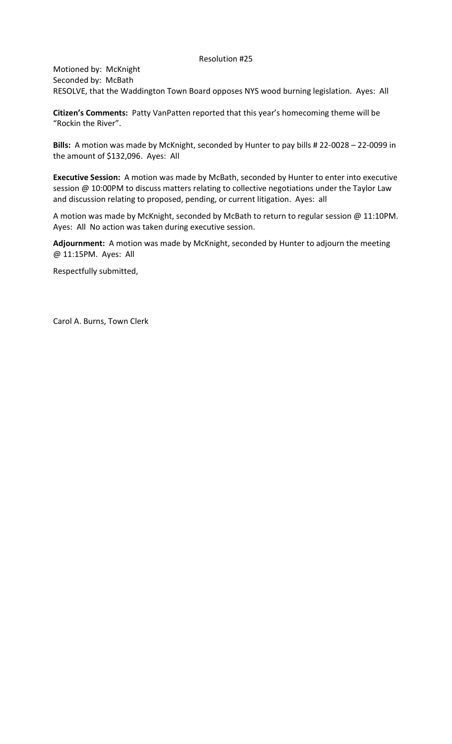Resolution #25

Motioned by: McKnight
Seconded by: McBath
RESOLVE, that the Waddington Town Board opposes NYS wood burning legislation. Ayes: All

**Citizen's Comments:** Patty VanPatten reported that this year's homecoming theme will be "Rockin the River".

**Bills:** A motion was made by McKnight, seconded by Hunter to pay bills # 22-0028 – 22-0099 in the amount of $132,096. Ayes: All

**Executive Session:** A motion was made by McBath, seconded by Hunter to enter into executive session @ 10:00PM to discuss matters relating to collective negotiations under the Taylor Law and discussion relating to proposed, pending, or current litigation. Ayes: all

A motion was made by McKnight, seconded by McBath to return to regular session @ 11:10PM. Ayes: All No action was taken during executive session.

**Adjournment:** A motion was made by McKnight, seconded by Hunter to adjourn the meeting @ 11:15PM. Ayes: All

Respectfully submitted,

Carol A. Burns, Town Clerk